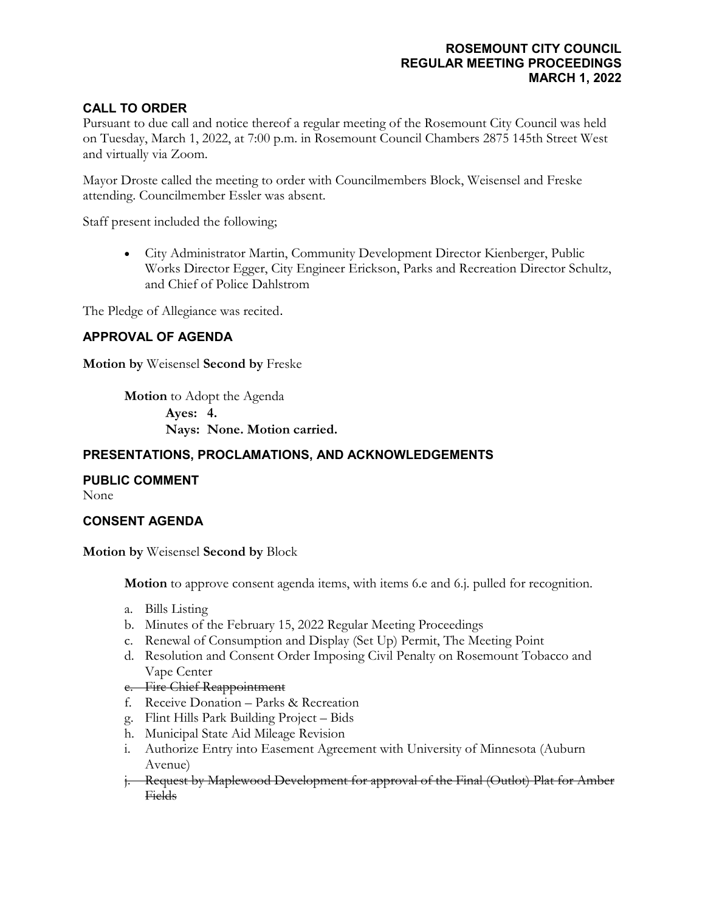# ROSEMOUNT CITY COUNCIL
# REGULAR MEETING PROCEEDINGS
# MARCH 1, 2022

## CALL TO ORDER

Pursuant to due call and notice thereof a regular meeting of the Rosemount City Council was held on Tuesday, March 1, 2022, at 7:00 p.m. in Rosemount Council Chambers 2875 145th Street West and virtually via Zoom.

Mayor Droste called the meeting to order with Councilmembers Block, Weisensel and Freske attending. Councilmember Essler was absent.

Staff present included the following;

- City Administrator Martin, Community Development Director Kienberger, Public Works Director Egger, City Engineer Erickson, Parks and Recreation Director Schultz, and Chief of Police Dahlstrom

The Pledge of Allegiance was recited.

## APPROVAL OF AGENDA

**Motion by** Weisensel **Second by** Freske

**Motion** to Adopt the Agenda
**Ayes: 4.**
**Nays: None. Motion carried.**

## PRESENTATIONS, PROCLAMATIONS, AND ACKNOWLEDGEMENTS

## PUBLIC COMMENT

None

## CONSENT AGENDA

**Motion by** Weisensel **Second by** Block

**Motion** to approve consent agenda items, with items 6.e and 6.j. pulled for recognition.

a. Bills Listing
b. Minutes of the February 15, 2022 Regular Meeting Proceedings
c. Renewal of Consumption and Display (Set Up) Permit, The Meeting Point
d. Resolution and Consent Order Imposing Civil Penalty on Rosemount Tobacco and Vape Center
e. ~~Fire Chief Reappointment~~
f. Receive Donation – Parks & Recreation
g. Flint Hills Park Building Project – Bids
h. Municipal State Aid Mileage Revision
i. Authorize Entry into Easement Agreement with University of Minnesota (Auburn Avenue)
j. ~~Request by Maplewood Development for approval of the Final (Outlot) Plat for Amber Fields~~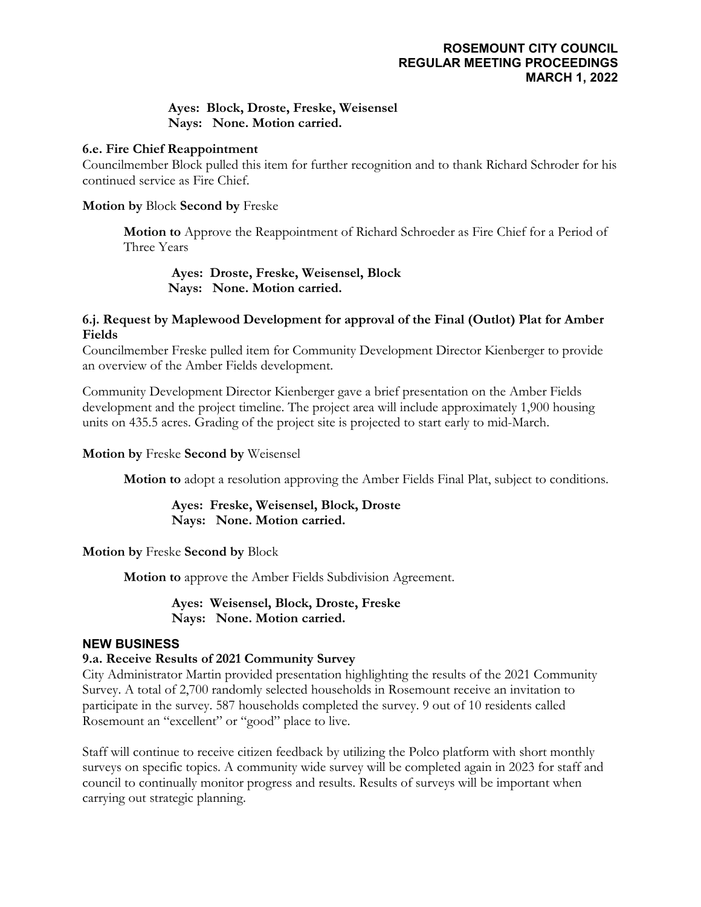**Ayes: Block, Droste, Freske, Weisensel**
**Nays: None. Motion carried.**

**6.e. Fire Chief Reappointment**
Councilmember Block pulled this item for further recognition and to thank Richard Schroder for his continued service as Fire Chief.

**Motion by** Block **Second by** Freske

**Motion to** Approve the Reappointment of Richard Schroeder as Fire Chief for a Period of Three Years

**Ayes: Droste, Freske, Weisensel, Block**
**Nays: None. Motion carried.**

**6.j. Request by Maplewood Development for approval of the Final (Outlot) Plat for Amber Fields**
Councilmember Freske pulled item for Community Development Director Kienberger to provide an overview of the Amber Fields development.

Community Development Director Kienberger gave a brief presentation on the Amber Fields development and the project timeline. The project area will include approximately 1,900 housing units on 435.5 acres. Grading of the project site is projected to start early to mid-March.

**Motion by** Freske **Second by** Weisensel

**Motion to** adopt a resolution approving the Amber Fields Final Plat, subject to conditions.

**Ayes: Freske, Weisensel, Block, Droste**
**Nays: None. Motion carried.**

**Motion by** Freske **Second by** Block

**Motion to** approve the Amber Fields Subdivision Agreement.

**Ayes: Weisensel, Block, Droste, Freske**
**Nays: None. Motion carried.**

## NEW BUSINESS

**9.a. Receive Results of 2021 Community Survey**
City Administrator Martin provided presentation highlighting the results of the 2021 Community Survey. A total of 2,700 randomly selected households in Rosemount receive an invitation to participate in the survey. 587 households completed the survey. 9 out of 10 residents called Rosemount an "excellent" or "good" place to live.

Staff will continue to receive citizen feedback by utilizing the Polco platform with short monthly surveys on specific topics. A community wide survey will be completed again in 2023 for staff and council to continually monitor progress and results. Results of surveys will be important when carrying out strategic planning.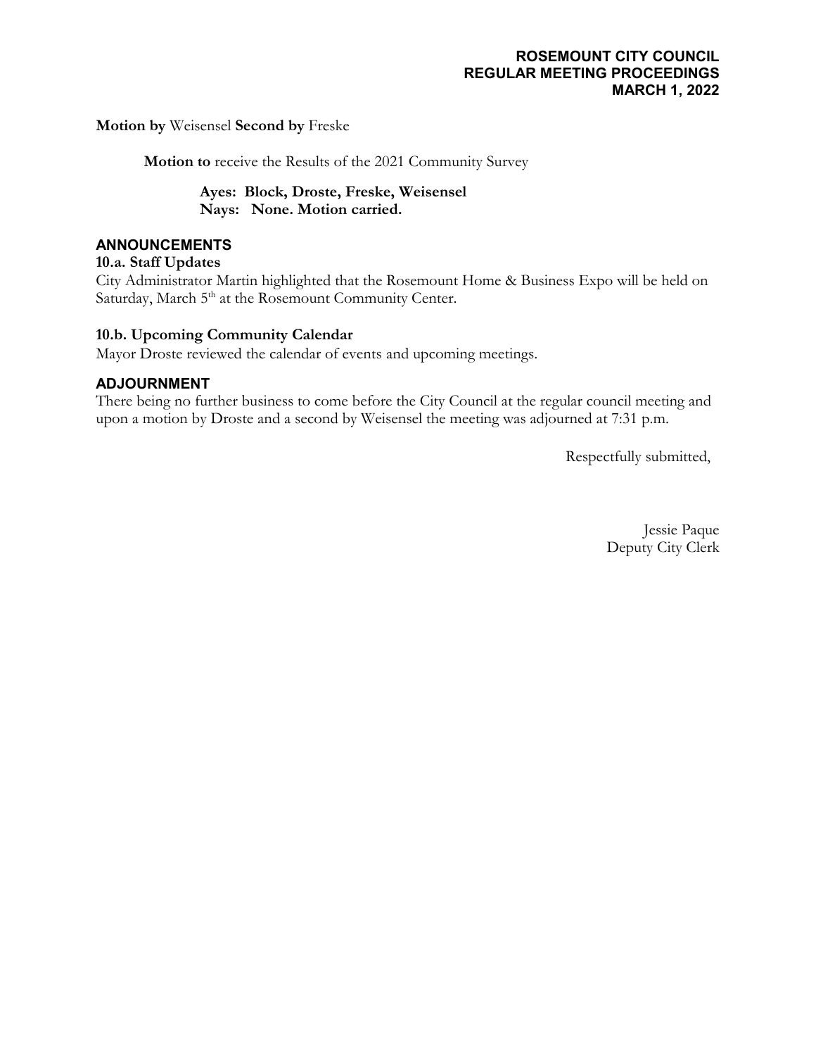**Motion by** Weisensel **Second by** Freske

**Motion to** receive the Results of the 2021 Community Survey

**Ayes: Block, Droste, Freske, Weisensel**
**Nays: None. Motion carried.**

## ANNOUNCEMENTS

### 10.a. Staff Updates

City Administrator Martin highlighted that the Rosemount Home & Business Expo will be held on Saturday, March 5th at the Rosemount Community Center.

### 10.b. Upcoming Community Calendar

Mayor Droste reviewed the calendar of events and upcoming meetings.

## ADJOURNMENT

There being no further business to come before the City Council at the regular council meeting and upon a motion by Droste and a second by Weisensel the meeting was adjourned at 7:31 p.m.

Respectfully submitted,

Jessie Paque
Deputy City Clerk